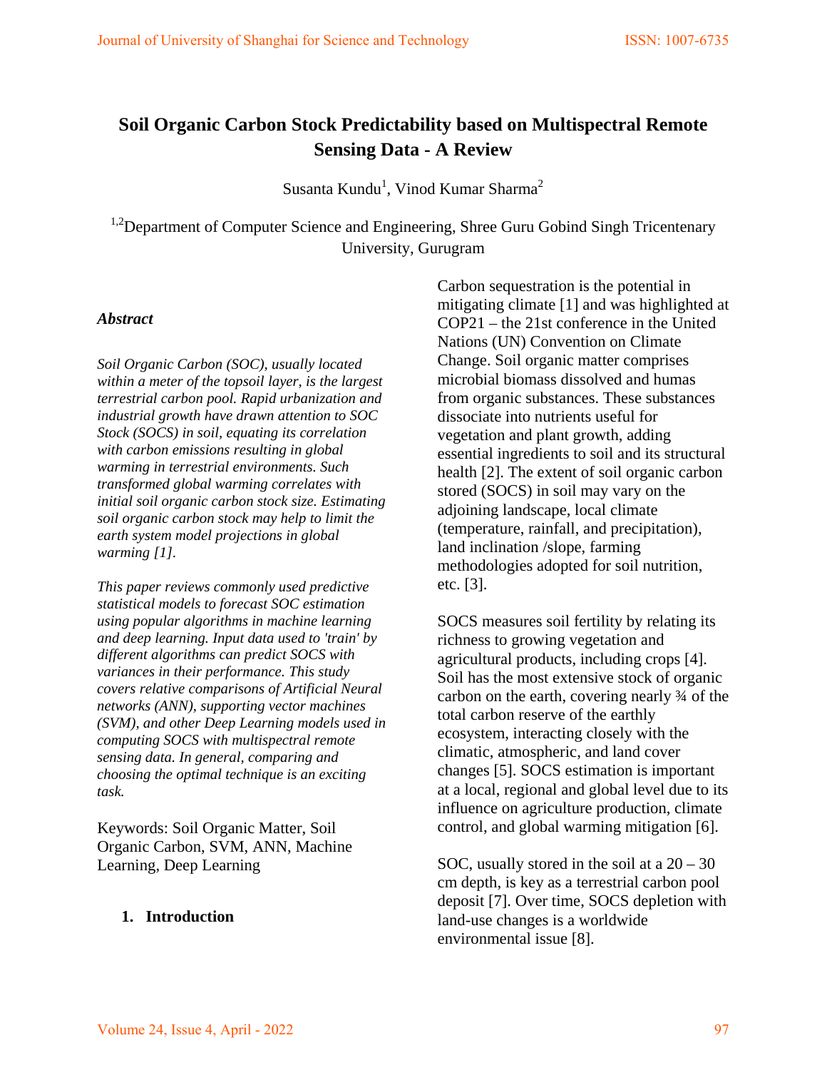# Soil Organic Carbon Stock Predictability based on Multispectral Remote Sensing Data - A Review

Susanta Kundu[1], Vinod Kumar Sharma[2]

[1,2]Department of Computer Science and Engineering, Shree Guru Gobind Singh Tricentenary University, Gurugram

### *Abstract*

*Soil Organic Carbon (SOC), usually located within a meter of the topsoil layer, is the largest terrestrial carbon pool. Rapid urbanization and industrial growth have drawn attention to SOC Stock (SOCS) in soil, equating its correlation with carbon emissions resulting in global warming in terrestrial environments. Such transformed global warming correlates with initial soil organic carbon stock size. Estimating soil organic carbon stock may help to limit the earth system model projections in global warming [1].*

*This paper reviews commonly used predictive statistical models to forecast SOC estimation using popular algorithms in machine learning and deep learning. Input data used to 'train' by different algorithms can predict SOCS with variances in their performance. This study covers relative comparisons of Artificial Neural networks (ANN), supporting vector machines (SVM), and other Deep Learning models used in computing SOCS with multispectral remote sensing data. In general, comparing and choosing the optimal technique is an exciting task.*

Keywords: Soil Organic Matter, Soil Organic Carbon, SVM, ANN, Machine Learning, Deep Learning

## 1. Introduction

Carbon sequestration is the potential in mitigating climate [1] and was highlighted at COP21 – the 21st conference in the United Nations (UN) Convention on Climate Change. Soil organic matter comprises microbial biomass dissolved and humas from organic substances. These substances dissociate into nutrients useful for vegetation and plant growth, adding essential ingredients to soil and its structural health [2]. The extent of soil organic carbon stored (SOCS) in soil may vary on the adjoining landscape, local climate (temperature, rainfall, and precipitation), land inclination /slope, farming methodologies adopted for soil nutrition, etc. [3].

SOCS measures soil fertility by relating its richness to growing vegetation and agricultural products, including crops [4]. Soil has the most extensive stock of organic carbon on the earth, covering nearly ¾ of the total carbon reserve of the earthly ecosystem, interacting closely with the climatic, atmospheric, and land cover changes [5]. SOCS estimation is important at a local, regional and global level due to its influence on agriculture production, climate control, and global warming mitigation [6].

SOC, usually stored in the soil at a 20 – 30 cm depth, is key as a terrestrial carbon pool deposit [7]. Over time, SOCS depletion with land-use changes is a worldwide environmental issue [8].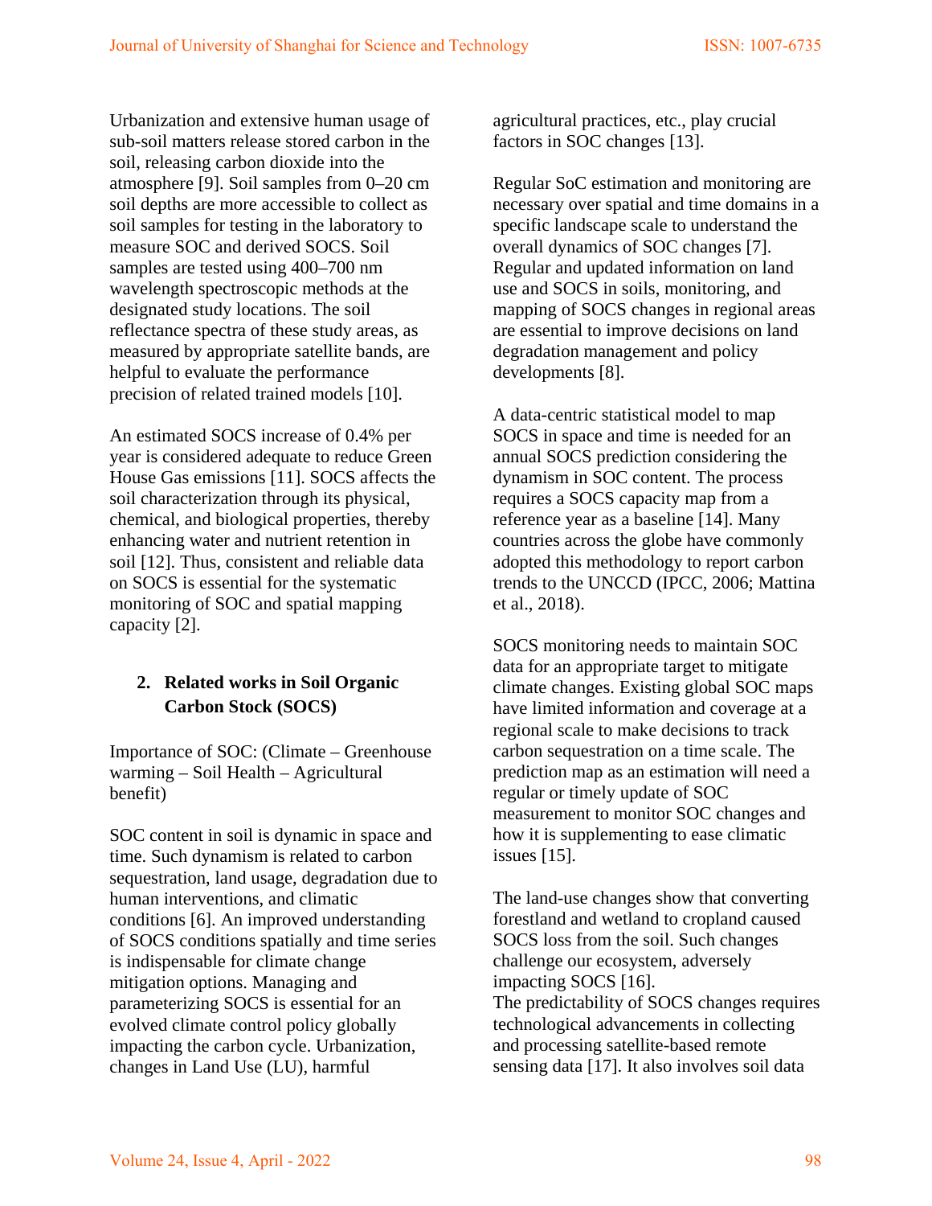Urbanization and extensive human usage of sub-soil matters release stored carbon in the soil, releasing carbon dioxide into the atmosphere [9]. Soil samples from 0–20 cm soil depths are more accessible to collect as soil samples for testing in the laboratory to measure SOC and derived SOCS. Soil samples are tested using 400–700 nm wavelength spectroscopic methods at the designated study locations. The soil reflectance spectra of these study areas, as measured by appropriate satellite bands, are helpful to evaluate the performance precision of related trained models [10].

An estimated SOCS increase of 0.4% per year is considered adequate to reduce Green House Gas emissions [11]. SOCS affects the soil characterization through its physical, chemical, and biological properties, thereby enhancing water and nutrient retention in soil [12]. Thus, consistent and reliable data on SOCS is essential for the systematic monitoring of SOC and spatial mapping capacity [2].

## 2. Related works in Soil Organic Carbon Stock (SOCS)

Importance of SOC: (Climate – Greenhouse warming – Soil Health – Agricultural benefit)

SOC content in soil is dynamic in space and time. Such dynamism is related to carbon sequestration, land usage, degradation due to human interventions, and climatic conditions [6]. An improved understanding of SOCS conditions spatially and time series is indispensable for climate change mitigation options. Managing and parameterizing SOCS is essential for an evolved climate control policy globally impacting the carbon cycle. Urbanization, changes in Land Use (LU), harmful agricultural practices, etc., play crucial factors in SOC changes [13].

Regular SoC estimation and monitoring are necessary over spatial and time domains in a specific landscape scale to understand the overall dynamics of SOC changes [7]. Regular and updated information on land use and SOCS in soils, monitoring, and mapping of SOCS changes in regional areas are essential to improve decisions on land degradation management and policy developments [8].

A data-centric statistical model to map SOCS in space and time is needed for an annual SOCS prediction considering the dynamism in SOC content. The process requires a SOCS capacity map from a reference year as a baseline [14]. Many countries across the globe have commonly adopted this methodology to report carbon trends to the UNCCD (IPCC, 2006; Mattina et al., 2018).

SOCS monitoring needs to maintain SOC data for an appropriate target to mitigate climate changes. Existing global SOC maps have limited information and coverage at a regional scale to make decisions to track carbon sequestration on a time scale. The prediction map as an estimation will need a regular or timely update of SOC measurement to monitor SOC changes and how it is supplementing to ease climatic issues [15].

The land-use changes show that converting forestland and wetland to cropland caused SOCS loss from the soil. Such changes challenge our ecosystem, adversely impacting SOCS [16].
The predictability of SOCS changes requires technological advancements in collecting and processing satellite-based remote sensing data [17]. It also involves soil data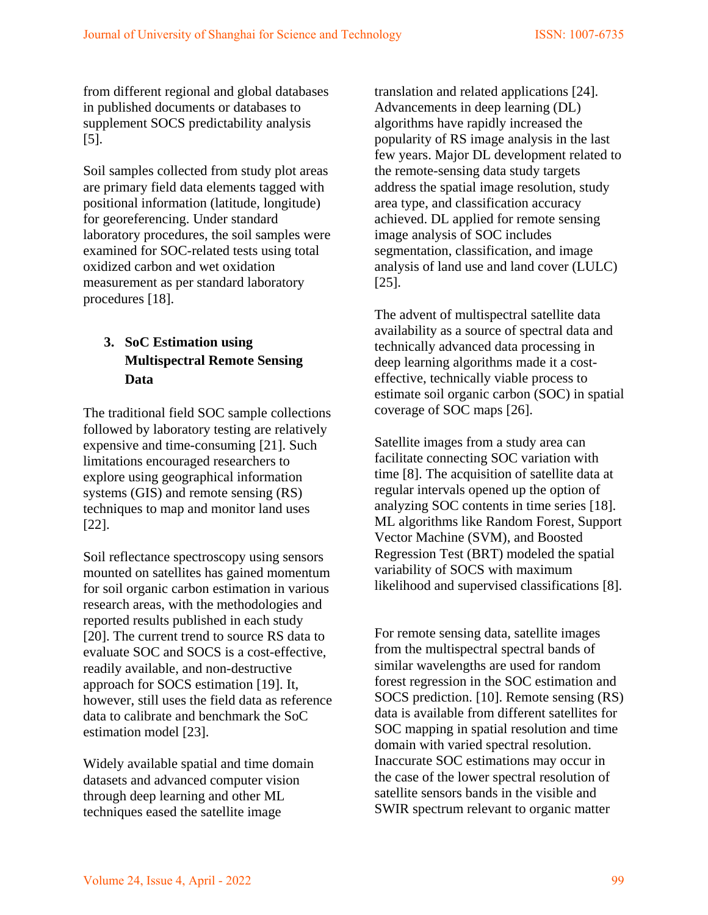from different regional and global databases in published documents or databases to supplement SOCS predictability analysis [5].

Soil samples collected from study plot areas are primary field data elements tagged with positional information (latitude, longitude) for georeferencing. Under standard laboratory procedures, the soil samples were examined for SOC-related tests using total oxidized carbon and wet oxidation measurement as per standard laboratory procedures [18].

## 3. SoC Estimation using Multispectral Remote Sensing Data

The traditional field SOC sample collections followed by laboratory testing are relatively expensive and time-consuming [21]. Such limitations encouraged researchers to explore using geographical information systems (GIS) and remote sensing (RS) techniques to map and monitor land uses [22].

Soil reflectance spectroscopy using sensors mounted on satellites has gained momentum for soil organic carbon estimation in various research areas, with the methodologies and reported results published in each study [20]. The current trend to source RS data to evaluate SOC and SOCS is a cost-effective, readily available, and non-destructive approach for SOCS estimation [19]. It, however, still uses the field data as reference data to calibrate and benchmark the SoC estimation model [23].

Widely available spatial and time domain datasets and advanced computer vision through deep learning and other ML techniques eased the satellite image translation and related applications [24]. Advancements in deep learning (DL) algorithms have rapidly increased the popularity of RS image analysis in the last few years. Major DL development related to the remote-sensing data study targets address the spatial image resolution, study area type, and classification accuracy achieved. DL applied for remote sensing image analysis of SOC includes segmentation, classification, and image analysis of land use and land cover (LULC) [25].

The advent of multispectral satellite data availability as a source of spectral data and technically advanced data processing in deep learning algorithms made it a cost-effective, technically viable process to estimate soil organic carbon (SOC) in spatial coverage of SOC maps [26].

Satellite images from a study area can facilitate connecting SOC variation with time [8]. The acquisition of satellite data at regular intervals opened up the option of analyzing SOC contents in time series [18]. ML algorithms like Random Forest, Support Vector Machine (SVM), and Boosted Regression Test (BRT) modeled the spatial variability of SOCS with maximum likelihood and supervised classifications [8].

For remote sensing data, satellite images from the multispectral spectral bands of similar wavelengths are used for random forest regression in the SOC estimation and SOCS prediction. [10]. Remote sensing (RS) data is available from different satellites for SOC mapping in spatial resolution and time domain with varied spectral resolution. Inaccurate SOC estimations may occur in the case of the lower spectral resolution of satellite sensors bands in the visible and SWIR spectrum relevant to organic matter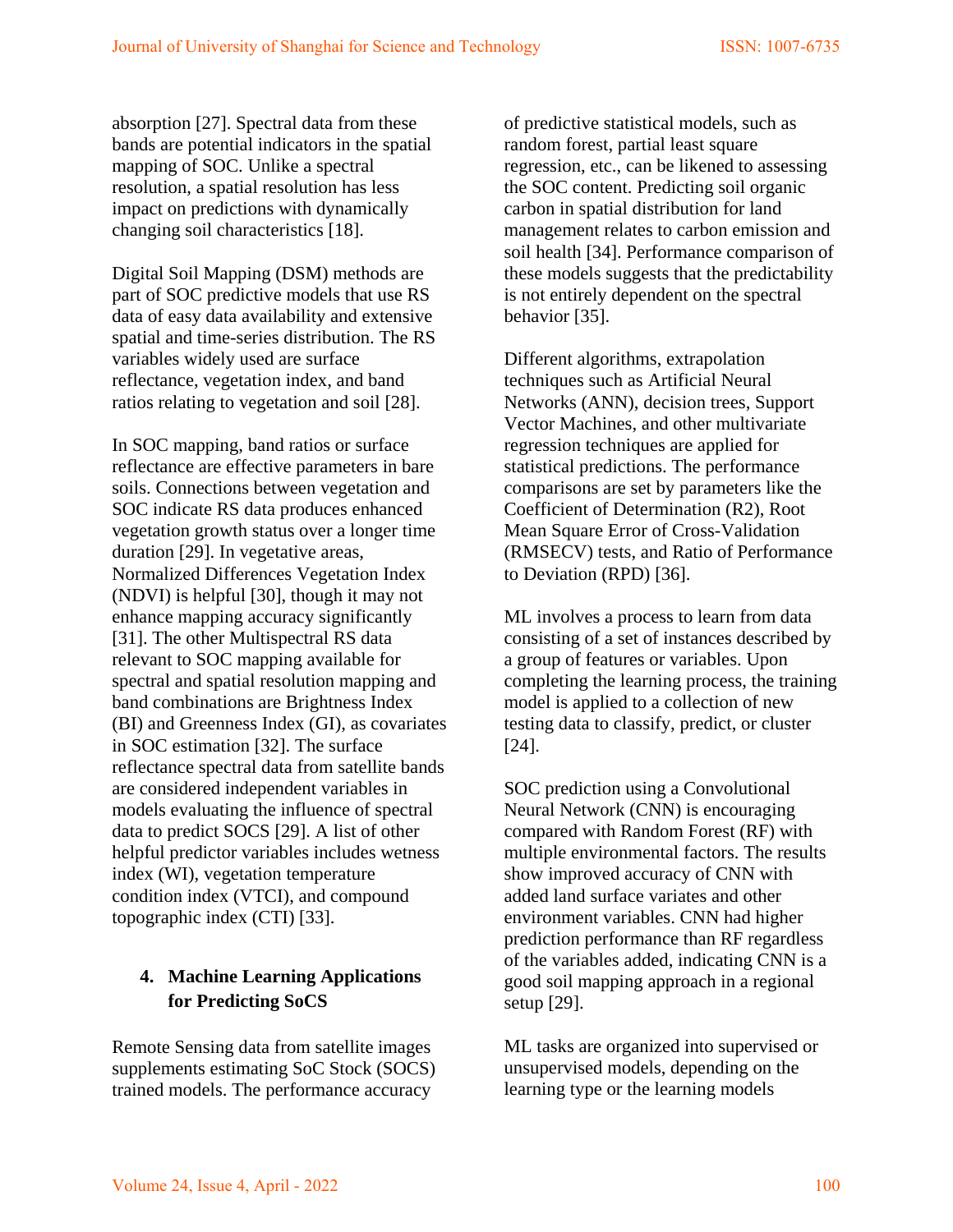absorption [27]. Spectral data from these bands are potential indicators in the spatial mapping of SOC. Unlike a spectral resolution, a spatial resolution has less impact on predictions with dynamically changing soil characteristics [18].

Digital Soil Mapping (DSM) methods are part of SOC predictive models that use RS data of easy data availability and extensive spatial and time-series distribution. The RS variables widely used are surface reflectance, vegetation index, and band ratios relating to vegetation and soil [28].

In SOC mapping, band ratios or surface reflectance are effective parameters in bare soils. Connections between vegetation and SOC indicate RS data produces enhanced vegetation growth status over a longer time duration [29]. In vegetative areas, Normalized Differences Vegetation Index (NDVI) is helpful [30], though it may not enhance mapping accuracy significantly [31]. The other Multispectral RS data relevant to SOC mapping available for spectral and spatial resolution mapping and band combinations are Brightness Index (BI) and Greenness Index (GI), as covariates in SOC estimation [32]. The surface reflectance spectral data from satellite bands are considered independent variables in models evaluating the influence of spectral data to predict SOCS [29]. A list of other helpful predictor variables includes wetness index (WI), vegetation temperature condition index (VTCI), and compound topographic index (CTI) [33].

## 4. Machine Learning Applications for Predicting SoCS

Remote Sensing data from satellite images supplements estimating SoC Stock (SOCS) trained models. The performance accuracy of predictive statistical models, such as random forest, partial least square regression, etc., can be likened to assessing the SOC content. Predicting soil organic carbon in spatial distribution for land management relates to carbon emission and soil health [34]. Performance comparison of these models suggests that the predictability is not entirely dependent on the spectral behavior [35].

Different algorithms, extrapolation techniques such as Artificial Neural Networks (ANN), decision trees, Support Vector Machines, and other multivariate regression techniques are applied for statistical predictions. The performance comparisons are set by parameters like the Coefficient of Determination (R2), Root Mean Square Error of Cross-Validation (RMSECV) tests, and Ratio of Performance to Deviation (RPD) [36].

ML involves a process to learn from data consisting of a set of instances described by a group of features or variables. Upon completing the learning process, the training model is applied to a collection of new testing data to classify, predict, or cluster [24].

SOC prediction using a Convolutional Neural Network (CNN) is encouraging compared with Random Forest (RF) with multiple environmental factors. The results show improved accuracy of CNN with added land surface variates and other environment variables. CNN had higher prediction performance than RF regardless of the variables added, indicating CNN is a good soil mapping approach in a regional setup [29].

ML tasks are organized into supervised or unsupervised models, depending on the learning type or the learning models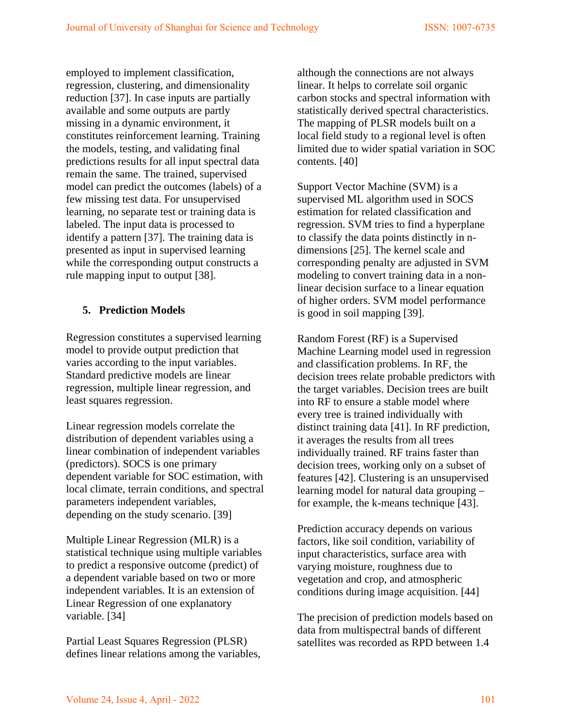employed to implement classification, regression, clustering, and dimensionality reduction [37]. In case inputs are partially available and some outputs are partly missing in a dynamic environment, it constitutes reinforcement learning. Training the models, testing, and validating final predictions results for all input spectral data remain the same. The trained, supervised model can predict the outcomes (labels) of a few missing test data. For unsupervised learning, no separate test or training data is labeled. The input data is processed to identify a pattern [37]. The training data is presented as input in supervised learning while the corresponding output constructs a rule mapping input to output [38].

## 5. Prediction Models

Regression constitutes a supervised learning model to provide output prediction that varies according to the input variables. Standard predictive models are linear regression, multiple linear regression, and least squares regression.

Linear regression models correlate the distribution of dependent variables using a linear combination of independent variables (predictors). SOCS is one primary dependent variable for SOC estimation, with local climate, terrain conditions, and spectral parameters independent variables, depending on the study scenario. [39]

Multiple Linear Regression (MLR) is a statistical technique using multiple variables to predict a responsive outcome (predict) of a dependent variable based on two or more independent variables. It is an extension of Linear Regression of one explanatory variable. [34]

Partial Least Squares Regression (PLSR) defines linear relations among the variables, although the connections are not always linear. It helps to correlate soil organic carbon stocks and spectral information with statistically derived spectral characteristics. The mapping of PLSR models built on a local field study to a regional level is often limited due to wider spatial variation in SOC contents. [40]

Support Vector Machine (SVM) is a supervised ML algorithm used in SOCS estimation for related classification and regression. SVM tries to find a hyperplane to classify the data points distinctly in n-dimensions [25]. The kernel scale and corresponding penalty are adjusted in SVM modeling to convert training data in a non-linear decision surface to a linear equation of higher orders. SVM model performance is good in soil mapping [39].

Random Forest (RF) is a Supervised Machine Learning model used in regression and classification problems. In RF, the decision trees relate probable predictors with the target variables. Decision trees are built into RF to ensure a stable model where every tree is trained individually with distinct training data [41]. In RF prediction, it averages the results from all trees individually trained. RF trains faster than decision trees, working only on a subset of features [42]. Clustering is an unsupervised learning model for natural data grouping – for example, the k-means technique [43].

Prediction accuracy depends on various factors, like soil condition, variability of input characteristics, surface area with varying moisture, roughness due to vegetation and crop, and atmospheric conditions during image acquisition. [44]

The precision of prediction models based on data from multispectral bands of different satellites was recorded as RPD between 1.4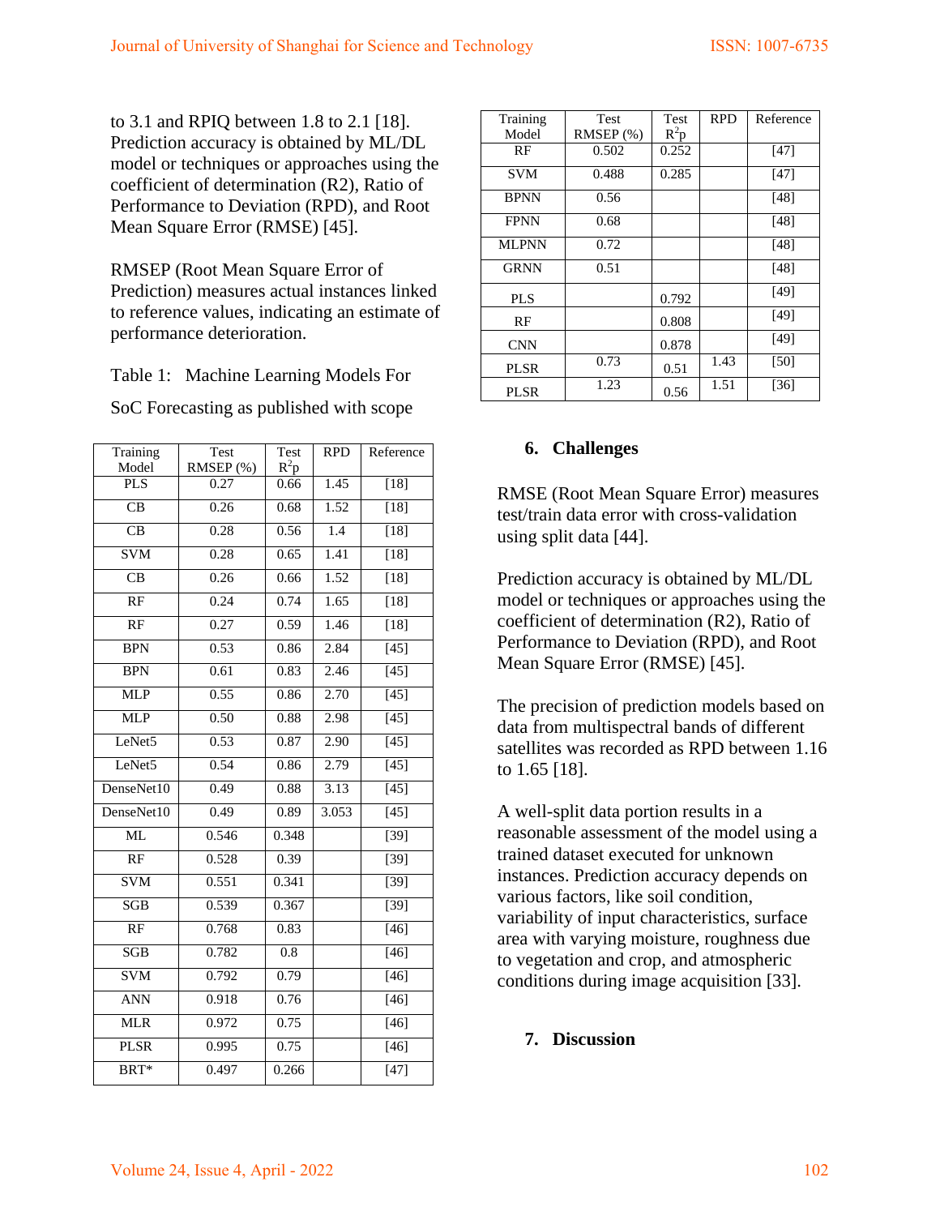to 3.1 and RPIQ between 1.8 to 2.1 [18]. Prediction accuracy is obtained by ML/DL model or techniques or approaches using the coefficient of determination (R2), Ratio of Performance to Deviation (RPD), and Root Mean Square Error (RMSE) [45].

RMSEP (Root Mean Square Error of Prediction) measures actual instances linked to reference values, indicating an estimate of performance deterioration.

Table 1: Machine Learning Models For SoC Forecasting as published with scope

| Training Model | Test RMSEP (%) | Test $R^2p$ | RPD | Reference |
|---|---|---|---|---|
| PLS | 0.27 | 0.66 | 1.45 | [18] |
| CB | 0.26 | 0.68 | 1.52 | [18] |
| CB | 0.28 | 0.56 | 1.4 | [18] |
| SVM | 0.28 | 0.65 | 1.41 | [18] |
| CB | 0.26 | 0.66 | 1.52 | [18] |
| RF | 0.24 | 0.74 | 1.65 | [18] |
| RF | 0.27 | 0.59 | 1.46 | [18] |
| BPN | 0.53 | 0.86 | 2.84 | [45] |
| BPN | 0.61 | 0.83 | 2.46 | [45] |
| MLP | 0.55 | 0.86 | 2.70 | [45] |
| MLP | 0.50 | 0.88 | 2.98 | [45] |
| LeNet5 | 0.53 | 0.87 | 2.90 | [45] |
| LeNet5 | 0.54 | 0.86 | 2.79 | [45] |
| DenseNet10 | 0.49 | 0.88 | 3.13 | [45] |
| DenseNet10 | 0.49 | 0.89 | 3.053 | [45] |
| ML | 0.546 | 0.348 | | [39] |
| RF | 0.528 | 0.39 | | [39] |
| SVM | 0.551 | 0.341 | | [39] |
| SGB | 0.539 | 0.367 | | [39] |
| RF | 0.768 | 0.83 | | [46] |
| SGB | 0.782 | 0.8 | | [46] |
| SVM | 0.792 | 0.79 | | [46] |
| ANN | 0.918 | 0.76 | | [46] |
| MLR | 0.972 | 0.75 | | [46] |
| PLSR | 0.995 | 0.75 | | [46] |
| BRT* | 0.497 | 0.266 | | [47] |
| RF | 0.502 | 0.252 | | [47] |
| SVM | 0.488 | 0.285 | | [47] |
| BPNN | 0.56 | | | [48] |
| FPNN | 0.68 | | | [48] |
| MLPNN | 0.72 | | | [48] |
| GRNN | 0.51 | | | [48] |
| PLS | | 0.792 | | [49] |
| RF | | 0.808 | | [49] |
| CNN | | 0.878 | | [49] |
| PLSR | 0.73 | 0.51 | 1.43 | [50] |
| PLSR | 1.23 | 0.56 | 1.51 | [36] |

## 6. Challenges

RMSE (Root Mean Square Error) measures test/train data error with cross-validation using split data [44].

Prediction accuracy is obtained by ML/DL model or techniques or approaches using the coefficient of determination (R2), Ratio of Performance to Deviation (RPD), and Root Mean Square Error (RMSE) [45].

The precision of prediction models based on data from multispectral bands of different satellites was recorded as RPD between 1.16 to 1.65 [18].

A well-split data portion results in a reasonable assessment of the model using a trained dataset executed for unknown instances. Prediction accuracy depends on various factors, like soil condition, variability of input characteristics, surface area with varying moisture, roughness due to vegetation and crop, and atmospheric conditions during image acquisition [33].

## 7. Discussion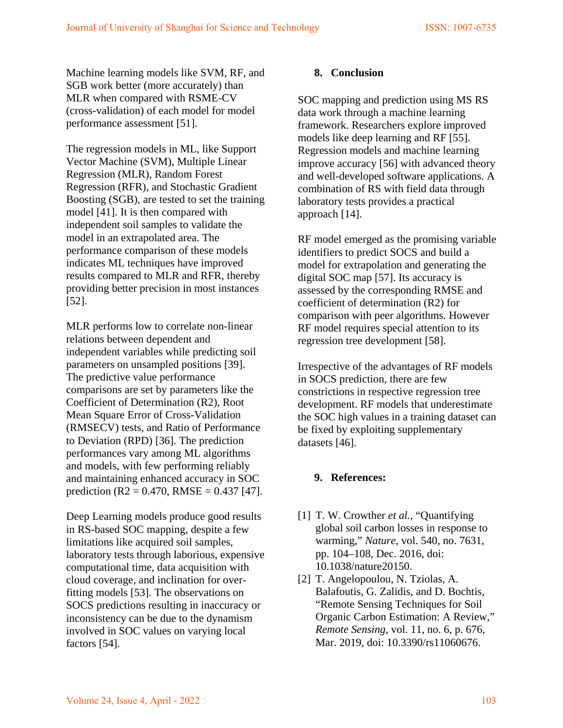Machine learning models like SVM, RF, and SGB work better (more accurately) than MLR when compared with RSME-CV (cross-validation) of each model for model performance assessment [51].

The regression models in ML, like Support Vector Machine (SVM), Multiple Linear Regression (MLR), Random Forest Regression (RFR), and Stochastic Gradient Boosting (SGB), are tested to set the training model [41]. It is then compared with independent soil samples to validate the model in an extrapolated area. The performance comparison of these models indicates ML techniques have improved results compared to MLR and RFR, thereby providing better precision in most instances [52].

MLR performs low to correlate non-linear relations between dependent and independent variables while predicting soil parameters on unsampled positions [39]. The predictive value performance comparisons are set by parameters like the Coefficient of Determination (R2), Root Mean Square Error of Cross-Validation (RMSECV) tests, and Ratio of Performance to Deviation (RPD) [36]. The prediction performances vary among ML algorithms and models, with few performing reliably and maintaining enhanced accuracy in SOC prediction (R2 = 0.470, RMSE = 0.437 [47].

Deep Learning models produce good results in RS-based SOC mapping, despite a few limitations like acquired soil samples, laboratory tests through laborious, expensive computational time, data acquisition with cloud coverage, and inclination for over-fitting models [53]. The observations on SOCS predictions resulting in inaccuracy or inconsistency can be due to the dynamism involved in SOC values on varying local factors [54].

## 8. Conclusion

SOC mapping and prediction using MS RS data work through a machine learning framework. Researchers explore improved models like deep learning and RF [55]. Regression models and machine learning improve accuracy [56] with advanced theory and well-developed software applications. A combination of RS with field data through laboratory tests provides a practical approach [14].

RF model emerged as the promising variable identifiers to predict SOCS and build a model for extrapolation and generating the digital SOC map [57]. Its accuracy is assessed by the corresponding RMSE and coefficient of determination (R2) for comparison with peer algorithms. However RF model requires special attention to its regression tree development [58].

Irrespective of the advantages of RF models in SOCS prediction, there are few constrictions in respective regression tree development. RF models that underestimate the SOC high values in a training dataset can be fixed by exploiting supplementary datasets [46].

## 9. References:

[1] T. W. Crowther *et al.*, "Quantifying global soil carbon losses in response to warming," *Nature*, vol. 540, no. 7631, pp. 104–108, Dec. 2016, doi: 10.1038/nature20150.

[2] T. Angelopoulou, N. Tziolas, A. Balafoutis, G. Zalidis, and D. Bochtis, "Remote Sensing Techniques for Soil Organic Carbon Estimation: A Review," *Remote Sensing*, vol. 11, no. 6, p. 676, Mar. 2019, doi: 10.3390/rs11060676.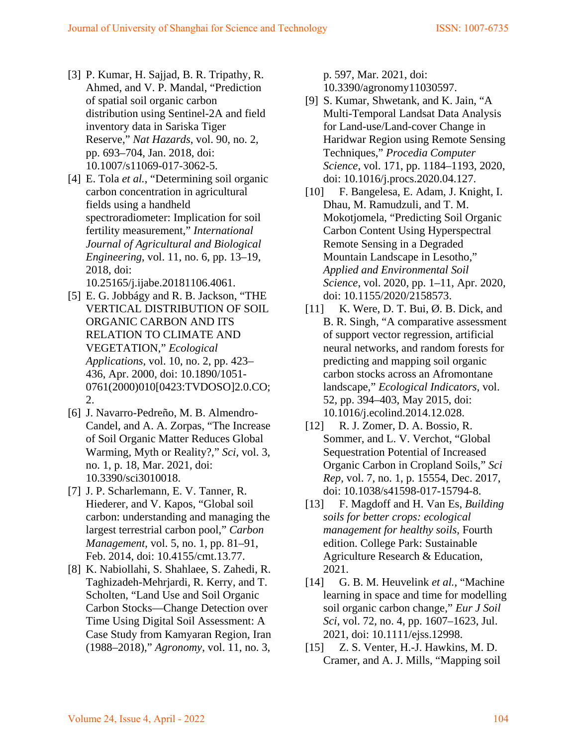[3] P. Kumar, H. Sajjad, B. R. Tripathy, R. Ahmed, and V. P. Mandal, "Prediction of spatial soil organic carbon distribution using Sentinel-2A and field inventory data in Sariska Tiger Reserve," *Nat Hazards*, vol. 90, no. 2, pp. 693–704, Jan. 2018, doi: 10.1007/s11069-017-3062-5.

[4] E. Tola *et al.*, "Determining soil organic carbon concentration in agricultural fields using a handheld spectroradiometer: Implication for soil fertility measurement," *International Journal of Agricultural and Biological Engineering*, vol. 11, no. 6, pp. 13–19, 2018, doi: 10.25165/j.ijabe.20181106.4061.

[5] E. G. Jobbágy and R. B. Jackson, "THE VERTICAL DISTRIBUTION OF SOIL ORGANIC CARBON AND ITS RELATION TO CLIMATE AND VEGETATION," *Ecological Applications*, vol. 10, no. 2, pp. 423–436, Apr. 2000, doi: 10.1890/1051-0761(2000)010[0423:TVDOSO]2.0.CO;2.

[6] J. Navarro-Pedreño, M. B. Almendro-Candel, and A. A. Zorpas, "The Increase of Soil Organic Matter Reduces Global Warming, Myth or Reality?," *Sci*, vol. 3, no. 1, p. 18, Mar. 2021, doi: 10.3390/sci3010018.

[7] J. P. Scharlemann, E. V. Tanner, R. Hiederer, and V. Kapos, "Global soil carbon: understanding and managing the largest terrestrial carbon pool," *Carbon Management*, vol. 5, no. 1, pp. 81–91, Feb. 2014, doi: 10.4155/cmt.13.77.

[8] K. Nabiollahi, S. Shahlaee, S. Zahedi, R. Taghizadeh-Mehrjardi, R. Kerry, and T. Scholten, "Land Use and Soil Organic Carbon Stocks—Change Detection over Time Using Digital Soil Assessment: A Case Study from Kamyaran Region, Iran (1988–2018)," *Agronomy*, vol. 11, no. 3, p. 597, Mar. 2021, doi: 10.3390/agronomy11030597.

[9] S. Kumar, Shwetank, and K. Jain, "A Multi-Temporal Landsat Data Analysis for Land-use/Land-cover Change in Haridwar Region using Remote Sensing Techniques," *Procedia Computer Science*, vol. 171, pp. 1184–1193, 2020, doi: 10.1016/j.procs.2020.04.127.

[10] F. Bangelesa, E. Adam, J. Knight, I. Dhau, M. Ramudzuli, and T. M. Mokotjomela, "Predicting Soil Organic Carbon Content Using Hyperspectral Remote Sensing in a Degraded Mountain Landscape in Lesotho," *Applied and Environmental Soil Science*, vol. 2020, pp. 1–11, Apr. 2020, doi: 10.1155/2020/2158573.

[11] K. Were, D. T. Bui, Ø. B. Dick, and B. R. Singh, "A comparative assessment of support vector regression, artificial neural networks, and random forests for predicting and mapping soil organic carbon stocks across an Afromontane landscape," *Ecological Indicators*, vol. 52, pp. 394–403, May 2015, doi: 10.1016/j.ecolind.2014.12.028.

[12] R. J. Zomer, D. A. Bossio, R. Sommer, and L. V. Verchot, "Global Sequestration Potential of Increased Organic Carbon in Cropland Soils," *Sci Rep*, vol. 7, no. 1, p. 15554, Dec. 2017, doi: 10.1038/s41598-017-15794-8.

[13] F. Magdoff and H. Van Es, *Building soils for better crops: ecological management for healthy soils*, Fourth edition. College Park: Sustainable Agriculture Research & Education, 2021.

[14] G. B. M. Heuvelink *et al.*, "Machine learning in space and time for modelling soil organic carbon change," *Eur J Soil Sci*, vol. 72, no. 4, pp. 1607–1623, Jul. 2021, doi: 10.1111/ejss.12998.

[15] Z. S. Venter, H.-J. Hawkins, M. D. Cramer, and A. J. Mills, "Mapping soil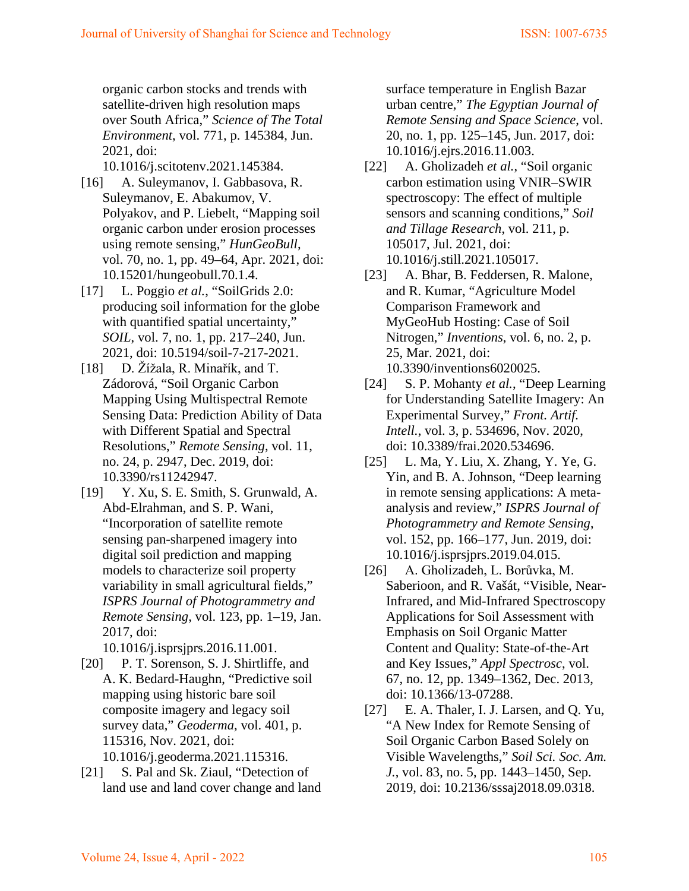organic carbon stocks and trends with satellite-driven high resolution maps over South Africa," *Science of The Total Environment*, vol. 771, p. 145384, Jun. 2021, doi: 10.1016/j.scitotenv.2021.145384.

[16] A. Suleymanov, I. Gabbasova, R. Suleymanov, E. Abakumov, V. Polyakov, and P. Liebelt, "Mapping soil organic carbon under erosion processes using remote sensing," *HunGeoBull*, vol. 70, no. 1, pp. 49–64, Apr. 2021, doi: 10.15201/hungeobull.70.1.4.

[17] L. Poggio *et al.*, "SoilGrids 2.0: producing soil information for the globe with quantified spatial uncertainty," *SOIL*, vol. 7, no. 1, pp. 217–240, Jun. 2021, doi: 10.5194/soil-7-217-2021.

[18] D. Žížala, R. Minařík, and T. Zádorová, "Soil Organic Carbon Mapping Using Multispectral Remote Sensing Data: Prediction Ability of Data with Different Spatial and Spectral Resolutions," *Remote Sensing*, vol. 11, no. 24, p. 2947, Dec. 2019, doi: 10.3390/rs11242947.

[19] Y. Xu, S. E. Smith, S. Grunwald, A. Abd-Elrahman, and S. P. Wani, "Incorporation of satellite remote sensing pan-sharpened imagery into digital soil prediction and mapping models to characterize soil property variability in small agricultural fields," *ISPRS Journal of Photogrammetry and Remote Sensing*, vol. 123, pp. 1–19, Jan. 2017, doi: 10.1016/j.isprsjprs.2016.11.001.

[20] P. T. Sorenson, S. J. Shirtliffe, and A. K. Bedard-Haughn, "Predictive soil mapping using historic bare soil composite imagery and legacy soil survey data," *Geoderma*, vol. 401, p. 115316, Nov. 2021, doi: 10.1016/j.geoderma.2021.115316.

[21] S. Pal and Sk. Ziaul, "Detection of land use and land cover change and land surface temperature in English Bazar urban centre," *The Egyptian Journal of Remote Sensing and Space Science*, vol. 20, no. 1, pp. 125–145, Jun. 2017, doi: 10.1016/j.ejrs.2016.11.003.

[22] A. Gholizadeh *et al.*, "Soil organic carbon estimation using VNIR–SWIR spectroscopy: The effect of multiple sensors and scanning conditions," *Soil and Tillage Research*, vol. 211, p. 105017, Jul. 2021, doi: 10.1016/j.still.2021.105017.

[23] A. Bhar, B. Feddersen, R. Malone, and R. Kumar, "Agriculture Model Comparison Framework and MyGeoHub Hosting: Case of Soil Nitrogen," *Inventions*, vol. 6, no. 2, p. 25, Mar. 2021, doi: 10.3390/inventions6020025.

[24] S. P. Mohanty *et al.*, "Deep Learning for Understanding Satellite Imagery: An Experimental Survey," *Front. Artif. Intell.*, vol. 3, p. 534696, Nov. 2020, doi: 10.3389/frai.2020.534696.

[25] L. Ma, Y. Liu, X. Zhang, Y. Ye, G. Yin, and B. A. Johnson, "Deep learning in remote sensing applications: A meta-analysis and review," *ISPRS Journal of Photogrammetry and Remote Sensing*, vol. 152, pp. 166–177, Jun. 2019, doi: 10.1016/j.isprsjprs.2019.04.015.

[26] A. Gholizadeh, L. Borůvka, M. Saberioon, and R. Vašát, "Visible, Near-Infrared, and Mid-Infrared Spectroscopy Applications for Soil Assessment with Emphasis on Soil Organic Matter Content and Quality: State-of-the-Art and Key Issues," *Appl Spectrosc*, vol. 67, no. 12, pp. 1349–1362, Dec. 2013, doi: 10.1366/13-07288.

[27] E. A. Thaler, I. J. Larsen, and Q. Yu, "A New Index for Remote Sensing of Soil Organic Carbon Based Solely on Visible Wavelengths," *Soil Sci. Soc. Am. J.*, vol. 83, no. 5, pp. 1443–1450, Sep. 2019, doi: 10.2136/sssaj2018.09.0318.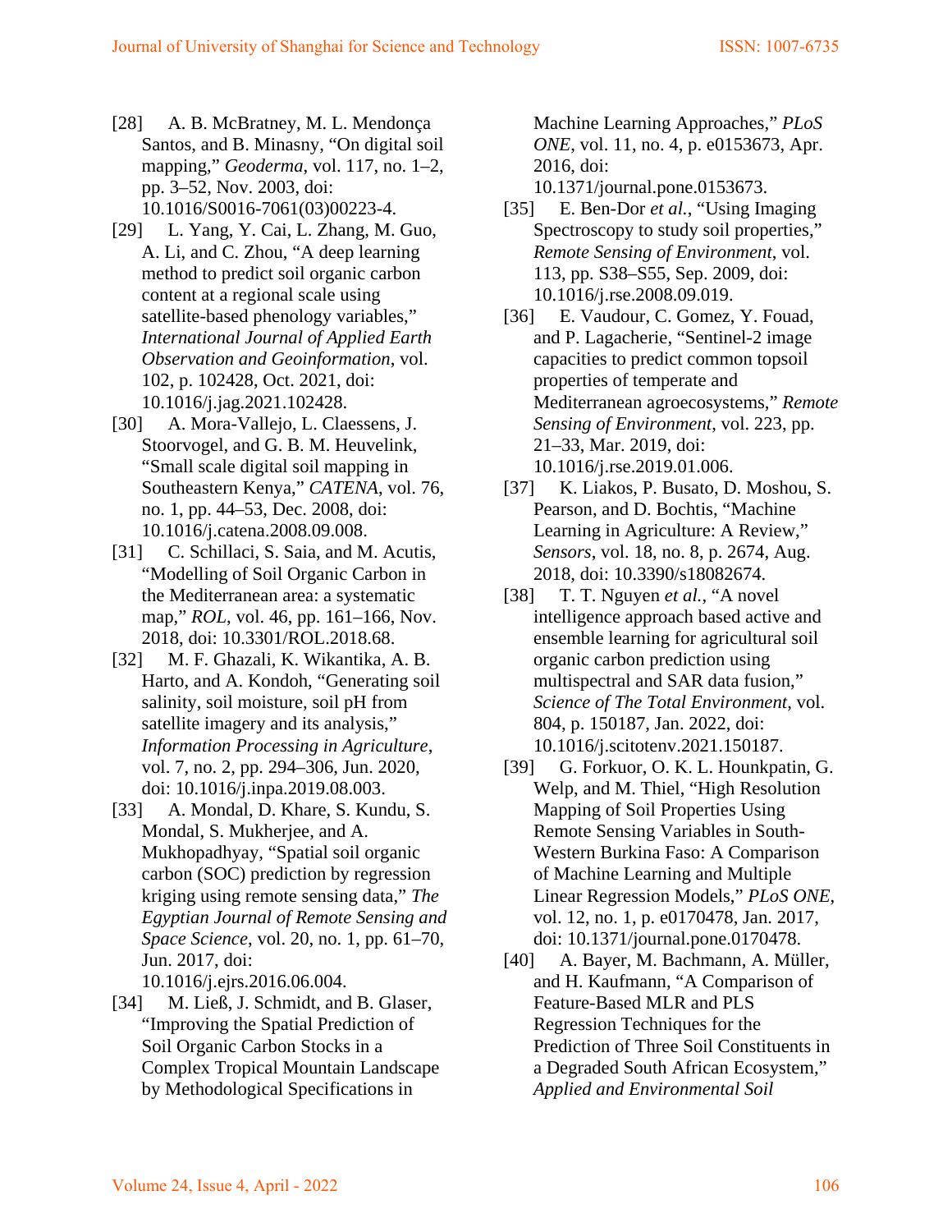[28] A. B. McBratney, M. L. Mendonça Santos, and B. Minasny, "On digital soil mapping," *Geoderma*, vol. 117, no. 1–2, pp. 3–52, Nov. 2003, doi: 10.1016/S0016-7061(03)00223-4.

[29] L. Yang, Y. Cai, L. Zhang, M. Guo, A. Li, and C. Zhou, "A deep learning method to predict soil organic carbon content at a regional scale using satellite-based phenology variables," *International Journal of Applied Earth Observation and Geoinformation*, vol. 102, p. 102428, Oct. 2021, doi: 10.1016/j.jag.2021.102428.

[30] A. Mora-Vallejo, L. Claessens, J. Stoorvogel, and G. B. M. Heuvelink, "Small scale digital soil mapping in Southeastern Kenya," *CATENA*, vol. 76, no. 1, pp. 44–53, Dec. 2008, doi: 10.1016/j.catena.2008.09.008.

[31] C. Schillaci, S. Saia, and M. Acutis, "Modelling of Soil Organic Carbon in the Mediterranean area: a systematic map," *ROL*, vol. 46, pp. 161–166, Nov. 2018, doi: 10.3301/ROL.2018.68.

[32] M. F. Ghazali, K. Wikantika, A. B. Harto, and A. Kondoh, "Generating soil salinity, soil moisture, soil pH from satellite imagery and its analysis," *Information Processing in Agriculture*, vol. 7, no. 2, pp. 294–306, Jun. 2020, doi: 10.1016/j.inpa.2019.08.003.

[33] A. Mondal, D. Khare, S. Kundu, S. Mondal, S. Mukherjee, and A. Mukhopadhyay, "Spatial soil organic carbon (SOC) prediction by regression kriging using remote sensing data," *The Egyptian Journal of Remote Sensing and Space Science*, vol. 20, no. 1, pp. 61–70, Jun. 2017, doi: 10.1016/j.ejrs.2016.06.004.

[34] M. Ließ, J. Schmidt, and B. Glaser, "Improving the Spatial Prediction of Soil Organic Carbon Stocks in a Complex Tropical Mountain Landscape by Methodological Specifications in Machine Learning Approaches," *PLoS ONE*, vol. 11, no. 4, p. e0153673, Apr. 2016, doi: 10.1371/journal.pone.0153673.

[35] E. Ben-Dor *et al.*, "Using Imaging Spectroscopy to study soil properties," *Remote Sensing of Environment*, vol. 113, pp. S38–S55, Sep. 2009, doi: 10.1016/j.rse.2008.09.019.

[36] E. Vaudour, C. Gomez, Y. Fouad, and P. Lagacherie, "Sentinel-2 image capacities to predict common topsoil properties of temperate and Mediterranean agroecosystems," *Remote Sensing of Environment*, vol. 223, pp. 21–33, Mar. 2019, doi: 10.1016/j.rse.2019.01.006.

[37] K. Liakos, P. Busato, D. Moshou, S. Pearson, and D. Bochtis, "Machine Learning in Agriculture: A Review," *Sensors*, vol. 18, no. 8, p. 2674, Aug. 2018, doi: 10.3390/s18082674.

[38] T. T. Nguyen *et al.*, "A novel intelligence approach based active and ensemble learning for agricultural soil organic carbon prediction using multispectral and SAR data fusion," *Science of The Total Environment*, vol. 804, p. 150187, Jan. 2022, doi: 10.1016/j.scitotenv.2021.150187.

[39] G. Forkuor, O. K. L. Hounkpatin, G. Welp, and M. Thiel, "High Resolution Mapping of Soil Properties Using Remote Sensing Variables in South-Western Burkina Faso: A Comparison of Machine Learning and Multiple Linear Regression Models," *PLoS ONE*, vol. 12, no. 1, p. e0170478, Jan. 2017, doi: 10.1371/journal.pone.0170478.

[40] A. Bayer, M. Bachmann, A. Müller, and H. Kaufmann, "A Comparison of Feature-Based MLR and PLS Regression Techniques for the Prediction of Three Soil Constituents in a Degraded South African Ecosystem," *Applied and Environmental Soil*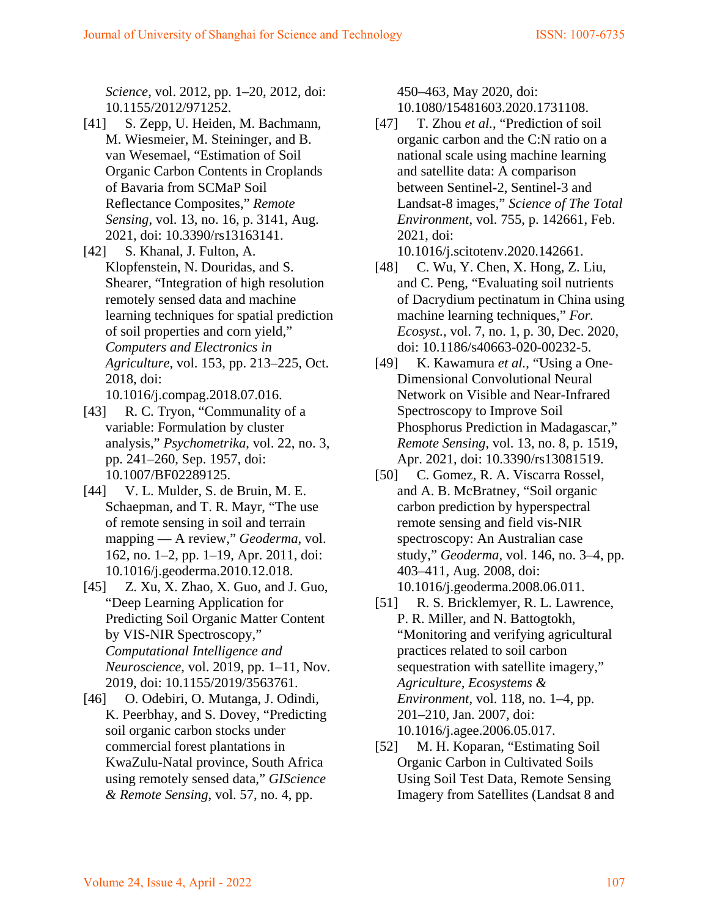*Science*, vol. 2012, pp. 1–20, 2012, doi: 10.1155/2012/971252.

[41] S. Zepp, U. Heiden, M. Bachmann, M. Wiesmeier, M. Steininger, and B. van Wesemael, “Estimation of Soil Organic Carbon Contents in Croplands of Bavaria from SCMaP Soil Reflectance Composites,” *Remote Sensing*, vol. 13, no. 16, p. 3141, Aug. 2021, doi: 10.3390/rs13163141.

[42] S. Khanal, J. Fulton, A. Klopfenstein, N. Douridas, and S. Shearer, “Integration of high resolution remotely sensed data and machine learning techniques for spatial prediction of soil properties and corn yield,” *Computers and Electronics in Agriculture*, vol. 153, pp. 213–225, Oct. 2018, doi: 10.1016/j.compag.2018.07.016.

[43] R. C. Tryon, “Communality of a variable: Formulation by cluster analysis,” *Psychometrika*, vol. 22, no. 3, pp. 241–260, Sep. 1957, doi: 10.1007/BF02289125.

[44] V. L. Mulder, S. de Bruin, M. E. Schaepman, and T. R. Mayr, “The use of remote sensing in soil and terrain mapping — A review,” *Geoderma*, vol. 162, no. 1–2, pp. 1–19, Apr. 2011, doi: 10.1016/j.geoderma.2010.12.018.

[45] Z. Xu, X. Zhao, X. Guo, and J. Guo, “Deep Learning Application for Predicting Soil Organic Matter Content by VIS-NIR Spectroscopy,” *Computational Intelligence and Neuroscience*, vol. 2019, pp. 1–11, Nov. 2019, doi: 10.1155/2019/3563761.

[46] O. Odebiri, O. Mutanga, J. Odindi, K. Peerbhay, and S. Dovey, “Predicting soil organic carbon stocks under commercial forest plantations in KwaZulu-Natal province, South Africa using remotely sensed data,” *GIScience & Remote Sensing*, vol. 57, no. 4, pp. 450–463, May 2020, doi: 10.1080/15481603.2020.1731108.

[47] T. Zhou *et al.*, “Prediction of soil organic carbon and the C:N ratio on a national scale using machine learning and satellite data: A comparison between Sentinel-2, Sentinel-3 and Landsat-8 images,” *Science of The Total Environment*, vol. 755, p. 142661, Feb. 2021, doi: 10.1016/j.scitotenv.2020.142661.

[48] C. Wu, Y. Chen, X. Hong, Z. Liu, and C. Peng, “Evaluating soil nutrients of Dacrydium pectinatum in China using machine learning techniques,” *For. Ecosyst.*, vol. 7, no. 1, p. 30, Dec. 2020, doi: 10.1186/s40663-020-00232-5.

[49] K. Kawamura *et al.*, “Using a One-Dimensional Convolutional Neural Network on Visible and Near-Infrared Spectroscopy to Improve Soil Phosphorus Prediction in Madagascar,” *Remote Sensing*, vol. 13, no. 8, p. 1519, Apr. 2021, doi: 10.3390/rs13081519.

[50] C. Gomez, R. A. Viscarra Rossel, and A. B. McBratney, “Soil organic carbon prediction by hyperspectral remote sensing and field vis-NIR spectroscopy: An Australian case study,” *Geoderma*, vol. 146, no. 3–4, pp. 403–411, Aug. 2008, doi: 10.1016/j.geoderma.2008.06.011.

[51] R. S. Bricklemyer, R. L. Lawrence, P. R. Miller, and N. Battogtokh, “Monitoring and verifying agricultural practices related to soil carbon sequestration with satellite imagery,” *Agriculture, Ecosystems & Environment*, vol. 118, no. 1–4, pp. 201–210, Jan. 2007, doi: 10.1016/j.agee.2006.05.017.

[52] M. H. Koparan, “Estimating Soil Organic Carbon in Cultivated Soils Using Soil Test Data, Remote Sensing Imagery from Satellites (Landsat 8 and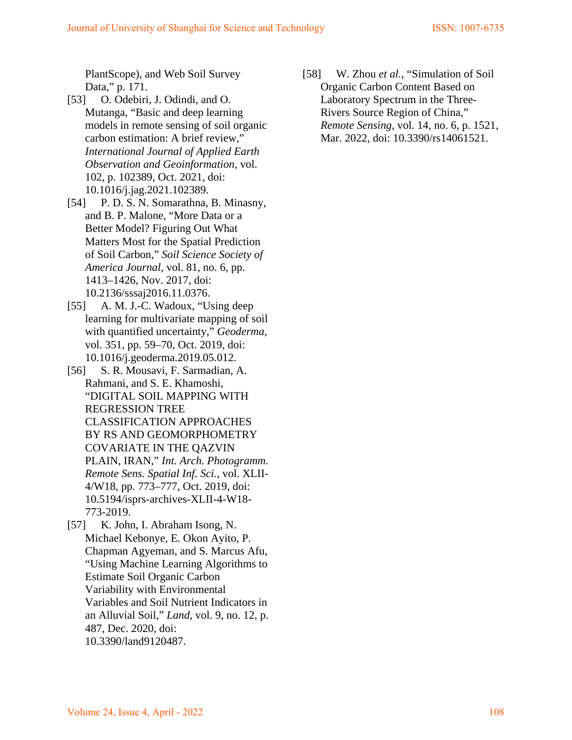PlantScope), and Web Soil Survey Data," p. 171.

[53] O. Odebiri, J. Odindi, and O. Mutanga, "Basic and deep learning models in remote sensing of soil organic carbon estimation: A brief review," *International Journal of Applied Earth Observation and Geoinformation*, vol. 102, p. 102389, Oct. 2021, doi: 10.1016/j.jag.2021.102389.

[54] P. D. S. N. Somarathna, B. Minasny, and B. P. Malone, "More Data or a Better Model? Figuring Out What Matters Most for the Spatial Prediction of Soil Carbon," *Soil Science Society of America Journal*, vol. 81, no. 6, pp. 1413–1426, Nov. 2017, doi: 10.2136/sssaj2016.11.0376.

[55] A. M. J.-C. Wadoux, "Using deep learning for multivariate mapping of soil with quantified uncertainty," *Geoderma*, vol. 351, pp. 59–70, Oct. 2019, doi: 10.1016/j.geoderma.2019.05.012.

[56] S. R. Mousavi, F. Sarmadian, A. Rahmani, and S. E. Khamoshi, "DIGITAL SOIL MAPPING WITH REGRESSION TREE CLASSIFICATION APPROACHES BY RS AND GEOMORPHOMETRY COVARIATE IN THE QAZVIN PLAIN, IRAN," *Int. Arch. Photogramm. Remote Sens. Spatial Inf. Sci.*, vol. XLII-4/W18, pp. 773–777, Oct. 2019, doi: 10.5194/isprs-archives-XLII-4-W18-773-2019.

[57] K. John, I. Abraham Isong, N. Michael Kebonye, E. Okon Ayito, P. Chapman Agyeman, and S. Marcus Afu, "Using Machine Learning Algorithms to Estimate Soil Organic Carbon Variability with Environmental Variables and Soil Nutrient Indicators in an Alluvial Soil," *Land*, vol. 9, no. 12, p. 487, Dec. 2020, doi: 10.3390/land9120487.

[58] W. Zhou *et al.*, "Simulation of Soil Organic Carbon Content Based on Laboratory Spectrum in the Three-Rivers Source Region of China," *Remote Sensing*, vol. 14, no. 6, p. 1521, Mar. 2022, doi: 10.3390/rs14061521.